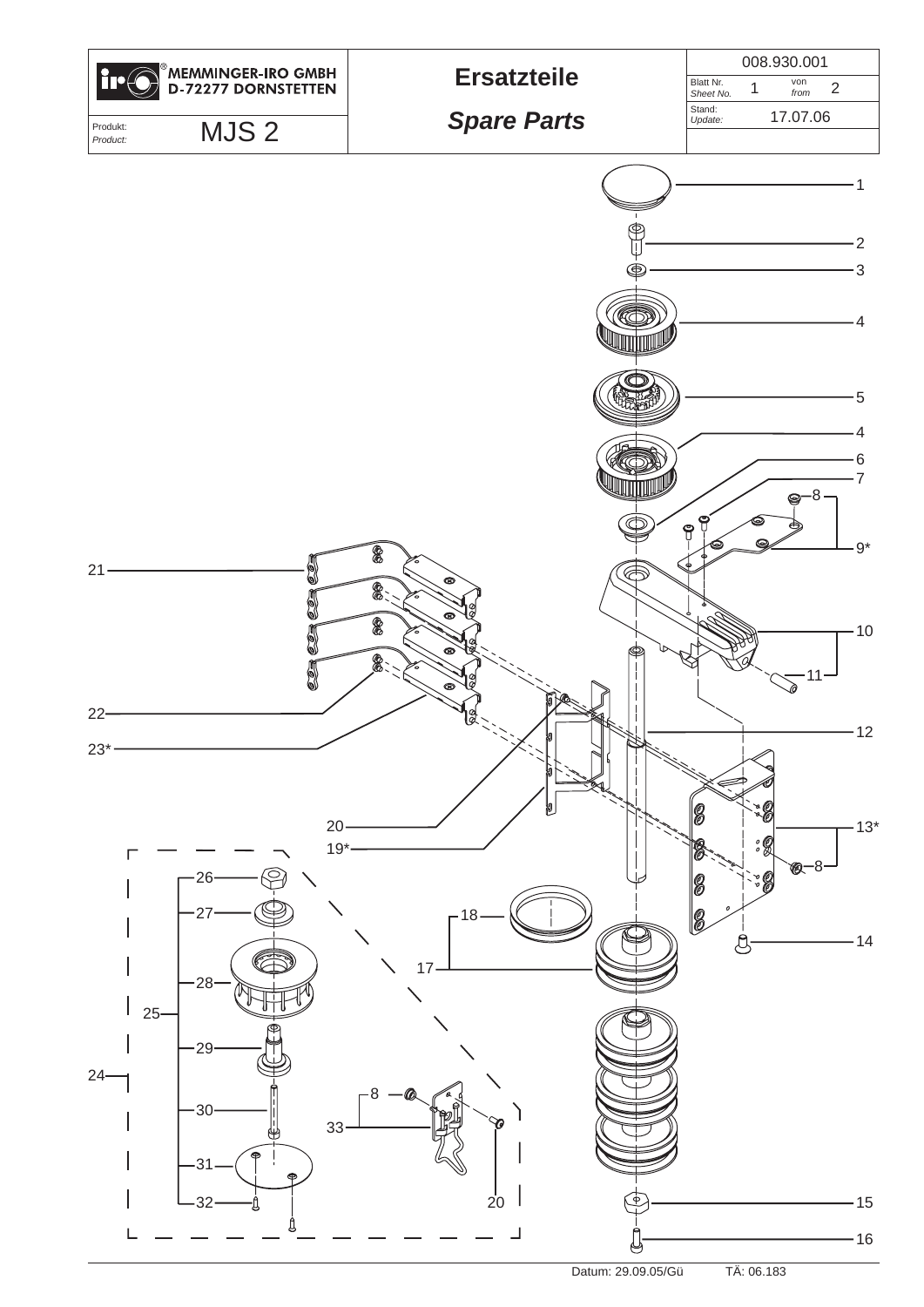| MEMMINGER-IRO GMBH D-72277 DORNSTETTEN | Ersatzteile *Spare Parts* | 008.930.001 |
|---|---|---|
| | | Blatt Nr. *Sheet No.* 1 von *from* 2 |
| Produkt: *Product:* MJS 2 | | Stand: *Update:* 17.07.06 |

1
2
3
4
5
4
6
7
8
9*
10
11
12
13*
8
14
15
16
17
18
19*
20
21
22
23*
24
25
26
27
28
29
30
31
32
33
8
20

Datum: 29.09.05/Gü TÄ: 06.183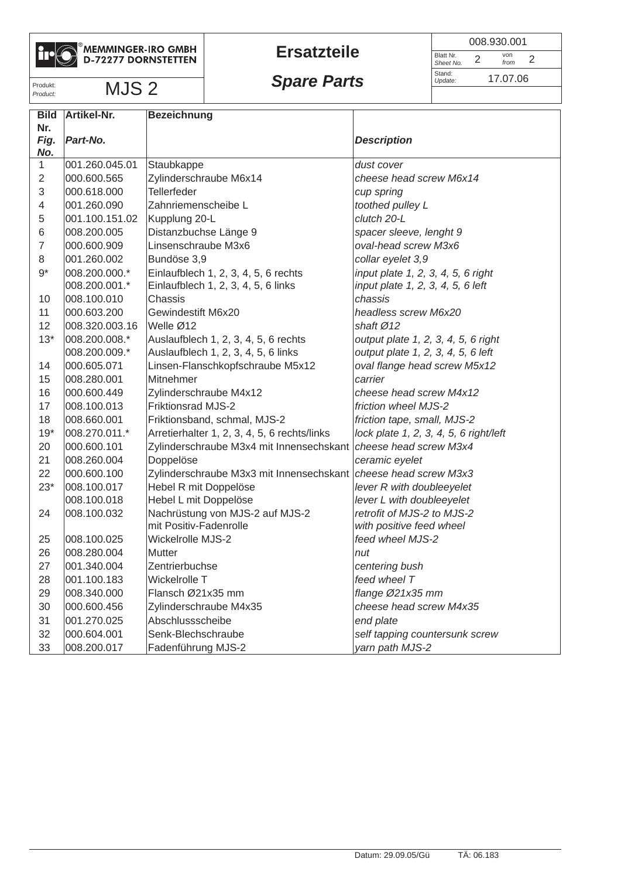# Ersatzteile

## *Spare Parts*

MEMMINGER-IRO GMBH
D-72277 DORNSTETTEN

Produkt: *Product:* MJS 2

008.930.001

Blatt Nr. *Sheet No.* 2 von *from* 2

Stand: *Update:* 17.07.06

| Bild Nr. *Fig. No.* | Artikel-Nr. *Part-No.* | Bezeichnung | *Description* |
|---|---|---|---|
| 1 | 001.260.045.01 | Staubkappe | *dust cover* |
| 2 | 000.600.565 | Zylinderschraube M6x14 | *cheese head screw M6x14* |
| 3 | 000.618.000 | Tellerfeder | *cup spring* |
| 4 | 001.260.090 | Zahnriemenscheibe L | *toothed pulley L* |
| 5 | 001.100.151.02 | Kupplung 20-L | *clutch 20-L* |
| 6 | 008.200.005 | Distanzbuchse Länge 9 | *spacer sleeve, lenght 9* |
| 7 | 000.600.909 | Linsenschraube M3x6 | *oval-head screw M3x6* |
| 8 | 001.260.002 | Bundöse 3,9 | *collar eyelet 3,9* |
| 9* | 008.200.000.* | Einlaufblech 1, 2, 3, 4, 5, 6 rechts | *input plate 1, 2, 3, 4, 5, 6 right* |
| | 008.200.001.* | Einlaufblech 1, 2, 3, 4, 5, 6 links | *input plate 1, 2, 3, 4, 5, 6 left* |
| 10 | 008.100.010 | Chassis | *chassis* |
| 11 | 000.603.200 | Gewindestift M6x20 | *headless screw M6x20* |
| 12 | 008.320.003.16 | Welle Ø12 | *shaft Ø12* |
| 13* | 008.200.008.* | Auslaufblech 1, 2, 3, 4, 5, 6 rechts | *output plate 1, 2, 3, 4, 5, 6 right* |
| | 008.200.009.* | Auslaufblech 1, 2, 3, 4, 5, 6 links | *output plate 1, 2, 3, 4, 5, 6 left* |
| 14 | 000.605.071 | Linsen-Flanschkopfschraube M5x12 | *oval flange head screw M5x12* |
| 15 | 008.280.001 | Mitnehmer | *carrier* |
| 16 | 000.600.449 | Zylinderschraube M4x12 | *cheese head screw M4x12* |
| 17 | 008.100.013 | Friktionsrad MJS-2 | *friction wheel MJS-2* |
| 18 | 008.660.001 | Friktionsband, schmal, MJS-2 | *friction tape, small, MJS-2* |
| 19* | 008.270.011.* | Arretierhalter 1, 2, 3, 4, 5, 6 rechts/links | *lock plate 1, 2, 3, 4, 5, 6 right/left* |
| 20 | 000.600.101 | Zylinderschraube M3x4 mit Innensechskant | *cheese head screw M3x4* |
| 21 | 008.260.004 | Doppelöse | *ceramic eyelet* |
| 22 | 000.600.100 | Zylinderschraube M3x3 mit Innensechskant | *cheese head screw M3x3* |
| 23* | 008.100.017 | Hebel R mit Doppelöse | *lever R with doubleeyelet* |
| | 008.100.018 | Hebel L mit Doppelöse | *lever L with doubleeyelet* |
| 24 | 008.100.032 | Nachrüstung von MJS-2 auf MJS-2 mit Positiv-Fadenrolle | *retrofit of MJS-2 to MJS-2 with positive feed wheel* |
| 25 | 008.100.025 | Wickelrolle MJS-2 | *feed wheel MJS-2* |
| 26 | 008.280.004 | Mutter | *nut* |
| 27 | 001.340.004 | Zentrierbuchse | *centering bush* |
| 28 | 001.100.183 | Wickelrolle T | *feed wheel T* |
| 29 | 008.340.000 | Flansch Ø21x35 mm | *flange Ø21x35 mm* |
| 30 | 000.600.456 | Zylinderschraube M4x35 | *cheese head screw M4x35* |
| 31 | 001.270.025 | Abschlussscheibe | *end plate* |
| 32 | 000.604.001 | Senk-Blechschraube | *self tapping countersunk screw* |
| 33 | 008.200.017 | Fadenführung MJS-2 | *yarn path MJS-2* |

Datum: 29.09.05/Gü TÄ: 06.183